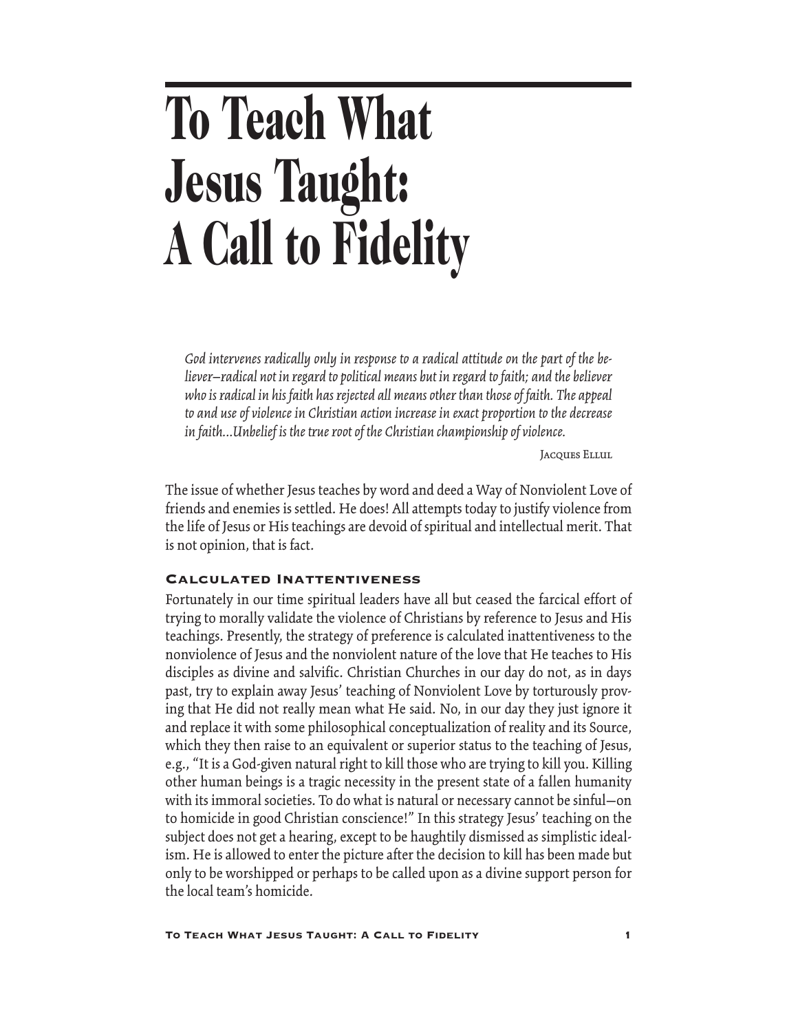# To Teach What Jesus Taught: A Call to Fidelity

> *God intervenes radically only in response to a radical attitude on the part of the believer—radical not in regard to political means but in regard to faith; and the believer who is radical in his faith has rejected all means other than those of faith. The appeal to and use of violence in Christian action increase in exact proportion to the decrease in faith...Unbelief is the true root of the Christian championship of violence.*
>
> Jacques Ellul

The issue of whether Jesus teaches by word and deed a Way of Nonviolent Love of friends and enemies is settled. He does! All attempts today to justify violence from the life of Jesus or His teachings are devoid of spiritual and intellectual merit. That is not opinion, that is fact.

### Calculated Inattentiveness

Fortunately in our time spiritual leaders have all but ceased the farcical effort of trying to morally validate the violence of Christians by reference to Jesus and His teachings. Presently, the strategy of preference is calculated inattentiveness to the nonviolence of Jesus and the nonviolent nature of the love that He teaches to His disciples as divine and salvific. Christian Churches in our day do not, as in days past, try to explain away Jesus' teaching of Nonviolent Love by torturously proving that He did not really mean what He said. No, in our day they just ignore it and replace it with some philosophical conceptualization of reality and its Source, which they then raise to an equivalent or superior status to the teaching of Jesus, e.g., "It is a God-given natural right to kill those who are trying to kill you. Killing other human beings is a tragic necessity in the present state of a fallen humanity with its immoral societies. To do what is natural or necessary cannot be sinful—on to homicide in good Christian conscience!" In this strategy Jesus' teaching on the subject does not get a hearing, except to be haughtily dismissed as simplistic idealism. He is allowed to enter the picture after the decision to kill has been made but only to be worshipped or perhaps to be called upon as a divine support person for the local team's homicide.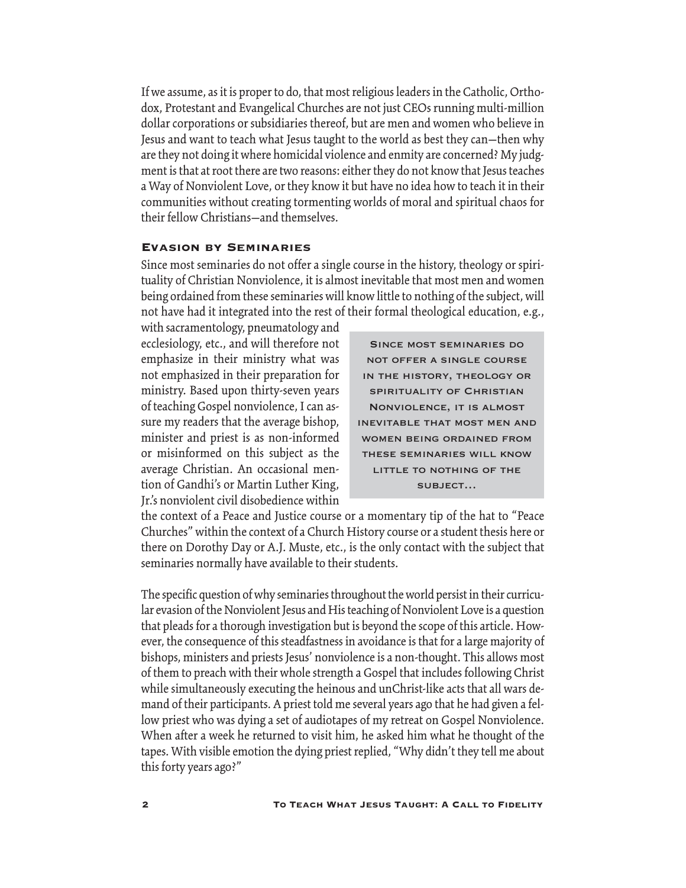If we assume, as it is proper to do, that most religious leaders in the Catholic, Orthodox, Protestant and Evangelical Churches are not just CEOs running multi-million dollar corporations or subsidiaries thereof, but are men and women who believe in Jesus and want to teach what Jesus taught to the world as best they can—then why are they not doing it where homicidal violence and enmity are concerned? My judgment is that at root there are two reasons: either they do not know that Jesus teaches a Way of Nonviolent Love, or they know it but have no idea how to teach it in their communities without creating tormenting worlds of moral and spiritual chaos for their fellow Christians—and themselves.

## Evasion by Seminaries

Since most seminaries do not offer a single course in the history, theology or spirituality of Christian Nonviolence, it is almost inevitable that most men and women being ordained from these seminaries will know little to nothing of the subject, will not have had it integrated into the rest of their formal theological education, e.g., with sacramentology, pneumatology and ecclesiology, etc., and will therefore not emphasize in their ministry what was not emphasized in their preparation for ministry. Based upon thirty-seven years of teaching Gospel nonviolence, I can assure my readers that the average bishop, minister and priest is as non-informed or misinformed on this subject as the average Christian. An occasional mention of Gandhi's or Martin Luther King, Jr.'s nonviolent civil disobedience within the context of a Peace and Justice course or a momentary tip of the hat to "Peace Churches" within the context of a Church History course or a student thesis here or there on Dorothy Day or A.J. Muste, etc., is the only contact with the subject that seminaries normally have available to their students.

> Since most seminaries do not offer a single course in the history, theology or spirituality of Christian Nonviolence, it is almost inevitable that most men and women being ordained from these seminaries will know little to nothing of the subject...

The specific question of why seminaries throughout the world persist in their curricular evasion of the Nonviolent Jesus and His teaching of Nonviolent Love is a question that pleads for a thorough investigation but is beyond the scope of this article. However, the consequence of this steadfastness in avoidance is that for a large majority of bishops, ministers and priests Jesus' nonviolence is a non-thought. This allows most of them to preach with their whole strength a Gospel that includes following Christ while simultaneously executing the heinous and unChrist-like acts that all wars demand of their participants. A priest told me several years ago that he had given a fellow priest who was dying a set of audiotapes of my retreat on Gospel Nonviolence. When after a week he returned to visit him, he asked him what he thought of the tapes. With visible emotion the dying priest replied, "Why didn't they tell me about this forty years ago?"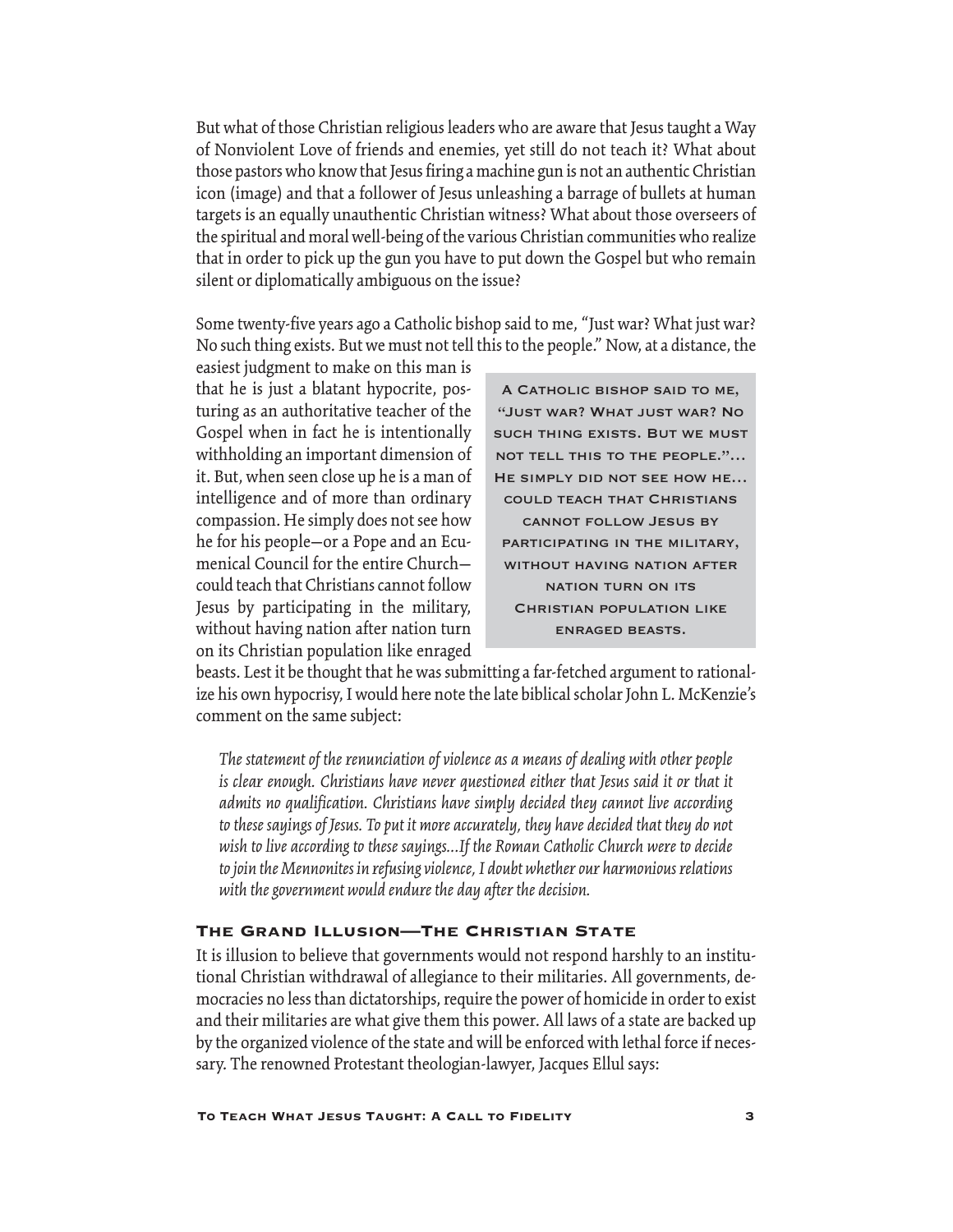But what of those Christian religious leaders who are aware that Jesus taught a Way of Nonviolent Love of friends and enemies, yet still do not teach it? What about those pastors who know that Jesus firing a machine gun is not an authentic Christian icon (image) and that a follower of Jesus unleashing a barrage of bullets at human targets is an equally unauthentic Christian witness? What about those overseers of the spiritual and moral well-being of the various Christian communities who realize that in order to pick up the gun you have to put down the Gospel but who remain silent or diplomatically ambiguous on the issue?

Some twenty-five years ago a Catholic bishop said to me, "Just war? What just war? No such thing exists. But we must not tell this to the people." Now, at a distance, the easiest judgment to make on this man is that he is just a blatant hypocrite, posturing as an authoritative teacher of the Gospel when in fact he is intentionally withholding an important dimension of it. But, when seen close up he is a man of intelligence and of more than ordinary compassion. He simply does not see how he for his people—or a Pope and an Ecumenical Council for the entire Church—could teach that Christians cannot follow Jesus by participating in the military, without having nation after nation turn on its Christian population like enraged beasts. Lest it be thought that he was submitting a far-fetched argument to rationalize his own hypocrisy, I would here note the late biblical scholar John L. McKenzie's comment on the same subject:

> A Catholic bishop said to me, "Just war? What just war? No such thing exists. But we must not tell this to the people."... He simply did not see how he... could teach that Christians cannot follow Jesus by participating in the military, without having nation after nation turn on its Christian population like enraged beasts.

> *The statement of the renunciation of violence as a means of dealing with other people is clear enough. Christians have never questioned either that Jesus said it or that it admits no qualification. Christians have simply decided they cannot live according to these sayings of Jesus. To put it more accurately, they have decided that they do not wish to live according to these sayings...If the Roman Catholic Church were to decide to join the Mennonites in refusing violence, I doubt whether our harmonious relations with the government would endure the day after the decision.*

### The Grand Illusion—The Christian State

It is illusion to believe that governments would not respond harshly to an institutional Christian withdrawal of allegiance to their militaries. All governments, democracies no less than dictatorships, require the power of homicide in order to exist and their militaries are what give them this power. All laws of a state are backed up by the organized violence of the state and will be enforced with lethal force if necessary. The renowned Protestant theologian-lawyer, Jacques Ellul says: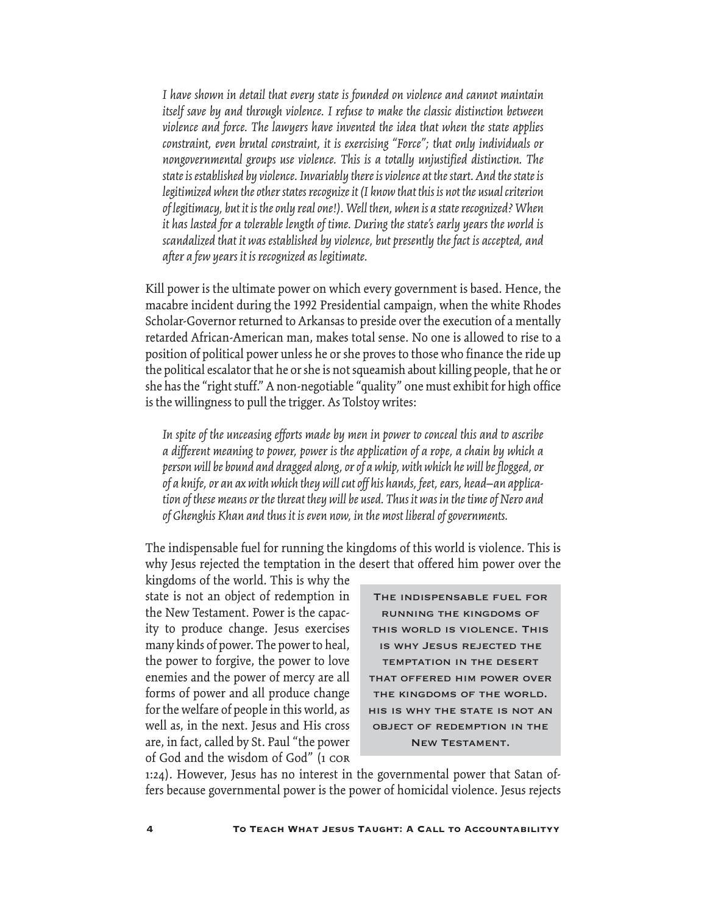*I have shown in detail that every state is founded on violence and cannot maintain itself save by and through violence. I refuse to make the classic distinction between violence and force. The lawyers have invented the idea that when the state applies constraint, even brutal constraint, it is exercising "Force"; that only individuals or nongovernmental groups use violence. This is a totally unjustified distinction. The state is established by violence. Invariably there is violence at the start. And the state is legitimized when the other states recognize it (I know that this is not the usual criterion of legitimacy, but it is the only real one!). Well then, when is a state recognized? When it has lasted for a tolerable length of time. During the state's early years the world is scandalized that it was established by violence, but presently the fact is accepted, and after a few years it is recognized as legitimate.*

Kill power is the ultimate power on which every government is based. Hence, the macabre incident during the 1992 Presidential campaign, when the white Rhodes Scholar-Governor returned to Arkansas to preside over the execution of a mentally retarded African-American man, makes total sense. No one is allowed to rise to a position of political power unless he or she proves to those who finance the ride up the political escalator that he or she is not squeamish about killing people, that he or she has the "right stuff." A non-negotiable "quality" one must exhibit for high office is the willingness to pull the trigger. As Tolstoy writes:

*In spite of the unceasing efforts made by men in power to conceal this and to ascribe a different meaning to power, power is the application of a rope, a chain by which a person will be bound and dragged along, or of a whip, with which he will be flogged, or of a knife, or an ax with which they will cut off his hands, feet, ears, head—an application of these means or the threat they will be used. Thus it was in the time of Nero and of Ghenghis Khan and thus it is even now, in the most liberal of governments.*

The indispensable fuel for running the kingdoms of this world is violence. This is why Jesus rejected the temptation in the desert that offered him power over the kingdoms of the world. This is why the state is not an object of redemption in the New Testament. Power is the capacity to produce change. Jesus exercises many kinds of power. The power to heal, the power to forgive, the power to love enemies and the power of mercy are all forms of power and all produce change for the welfare of people in this world, as well as, in the next. Jesus and His cross are, in fact, called by St. Paul "the power of God and the wisdom of God" (1 Cor 1:24). However, Jesus has no interest in the governmental power that Satan offers because governmental power is the power of homicidal violence. Jesus rejects

> THE INDISPENSABLE FUEL FOR RUNNING THE KINGDOMS OF THIS WORLD IS VIOLENCE. THIS IS WHY JESUS REJECTED THE TEMPTATION IN THE DESERT THAT OFFERED HIM POWER OVER THE KINGDOMS OF THE WORLD. HIS IS WHY THE STATE IS NOT AN OBJECT OF REDEMPTION IN THE NEW TESTAMENT.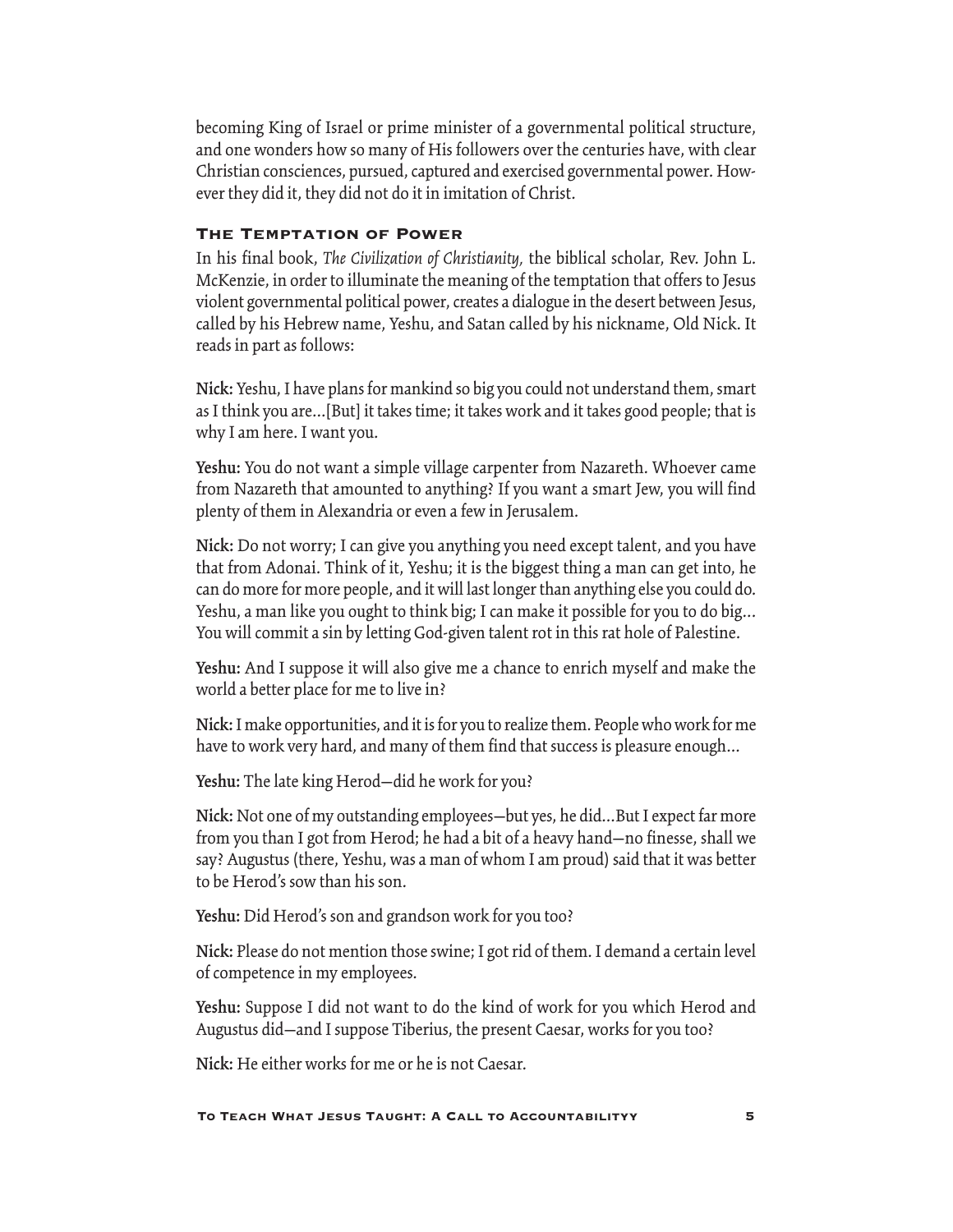becoming King of Israel or prime minister of a governmental political structure, and one wonders how so many of His followers over the centuries have, with clear Christian consciences, pursued, captured and exercised governmental power. However they did it, they did not do it in imitation of Christ.

### The Temptation of Power

In his final book, *The Civilization of Christianity,* the biblical scholar, Rev. John L. McKenzie, in order to illuminate the meaning of the temptation that offers to Jesus violent governmental political power, creates a dialogue in the desert between Jesus, called by his Hebrew name, Yeshu, and Satan called by his nickname, Old Nick. It reads in part as follows:

**Nick:** Yeshu, I have plans for mankind so big you could not understand them, smart as I think you are...[But] it takes time; it takes work and it takes good people; that is why I am here. I want you.

**Yeshu:** You do not want a simple village carpenter from Nazareth. Whoever came from Nazareth that amounted to anything? If you want a smart Jew, you will find plenty of them in Alexandria or even a few in Jerusalem.

**Nick:** Do not worry; I can give you anything you need except talent, and you have that from Adonai. Think of it, Yeshu; it is the biggest thing a man can get into, he can do more for more people, and it will last longer than anything else you could do. Yeshu, a man like you ought to think big; I can make it possible for you to do big... You will commit a sin by letting God-given talent rot in this rat hole of Palestine.

**Yeshu:** And I suppose it will also give me a chance to enrich myself and make the world a better place for me to live in?

**Nick:** I make opportunities, and it is for you to realize them. People who work for me have to work very hard, and many of them find that success is pleasure enough...

**Yeshu:** The late king Herod—did he work for you?

**Nick:** Not one of my outstanding employees—but yes, he did...But I expect far more from you than I got from Herod; he had a bit of a heavy hand—no finesse, shall we say? Augustus (there, Yeshu, was a man of whom I am proud) said that it was better to be Herod's sow than his son.

**Yeshu:** Did Herod's son and grandson work for you too?

**Nick:** Please do not mention those swine; I got rid of them. I demand a certain level of competence in my employees.

**Yeshu:** Suppose I did not want to do the kind of work for you which Herod and Augustus did—and I suppose Tiberius, the present Caesar, works for you too?

**Nick:** He either works for me or he is not Caesar.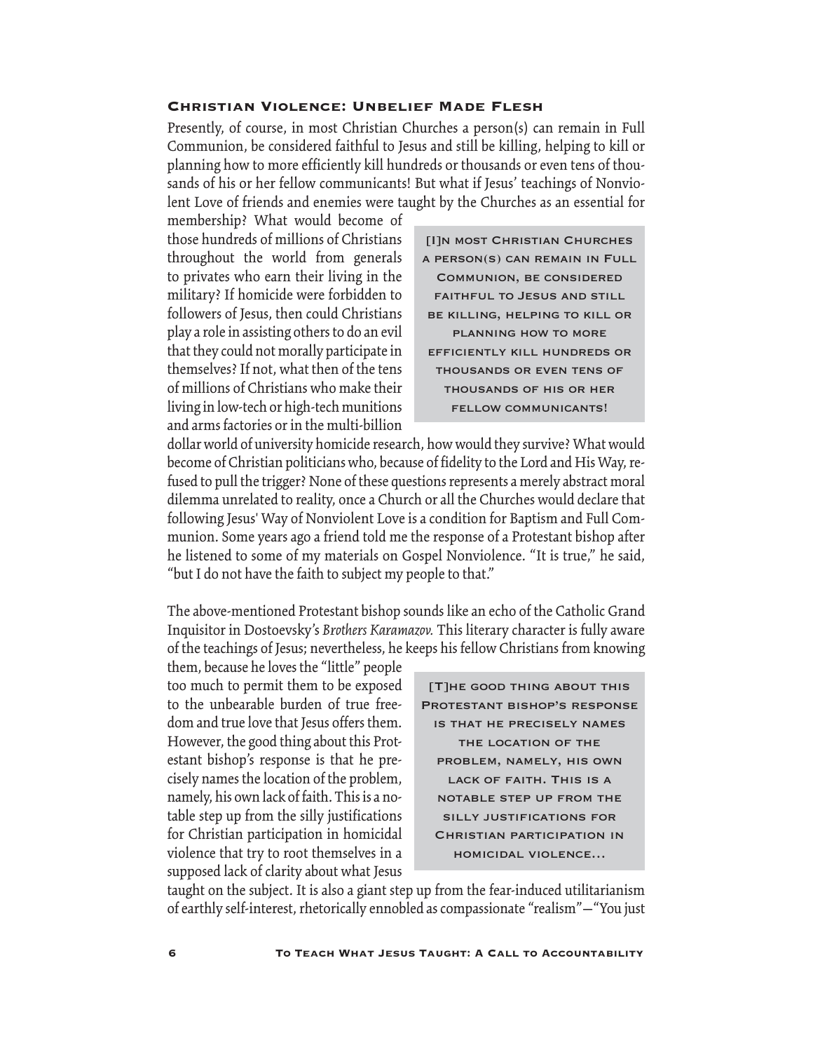### Christian Violence: Unbelief Made Flesh

Presently, of course, in most Christian Churches a person(s) can remain in Full Communion, be considered faithful to Jesus and still be killing, helping to kill or planning how to more efficiently kill hundreds or thousands or even tens of thousands of his or her fellow communicants! But what if Jesus' teachings of Nonviolent Love of friends and enemies were taught by the Churches as an essential for membership? What would become of those hundreds of millions of Christians throughout the world from generals to privates who earn their living in the military? If homicide were forbidden to followers of Jesus, then could Christians play a role in assisting others to do an evil that they could not morally participate in themselves? If not, what then of the tens of millions of Christians who make their living in low-tech or high-tech munitions and arms factories or in the multi-billion dollar world of university homicide research, how would they survive? What would become of Christian politicians who, because of fidelity to the Lord and His Way, refused to pull the trigger? None of these questions represents a merely abstract moral dilemma unrelated to reality, once a Church or all the Churches would declare that following Jesus' Way of Nonviolent Love is a condition for Baptism and Full Communion. Some years ago a friend told me the response of a Protestant bishop after he listened to some of my materials on Gospel Nonviolence. "It is true," he said, "but I do not have the faith to subject my people to that."

> [I]n most Christian Churches a person(s) can remain in Full Communion, be considered faithful to Jesus and still be killing, helping to kill or planning how to more efficiently kill hundreds or thousands or even tens of thousands of his or her fellow communicants!

The above-mentioned Protestant bishop sounds like an echo of the Catholic Grand Inquisitor in Dostoevsky's *Brothers Karamazov.* This literary character is fully aware of the teachings of Jesus; nevertheless, he keeps his fellow Christians from knowing them, because he loves the "little" people too much to permit them to be exposed to the unbearable burden of true freedom and true love that Jesus offers them. However, the good thing about this Protestant bishop's response is that he precisely names the location of the problem, namely, his own lack of faith. This is a notable step up from the silly justifications for Christian participation in homicidal violence that try to root themselves in a supposed lack of clarity about what Jesus taught on the subject. It is also a giant step up from the fear-induced utilitarianism of earthly self-interest, rhetorically ennobled as compassionate "realism"—"You just

> [T]he good thing about this Protestant bishop's response is that he precisely names the location of the problem, namely, his own lack of faith. This is a notable step up from the silly justifications for Christian participation in homicidal violence...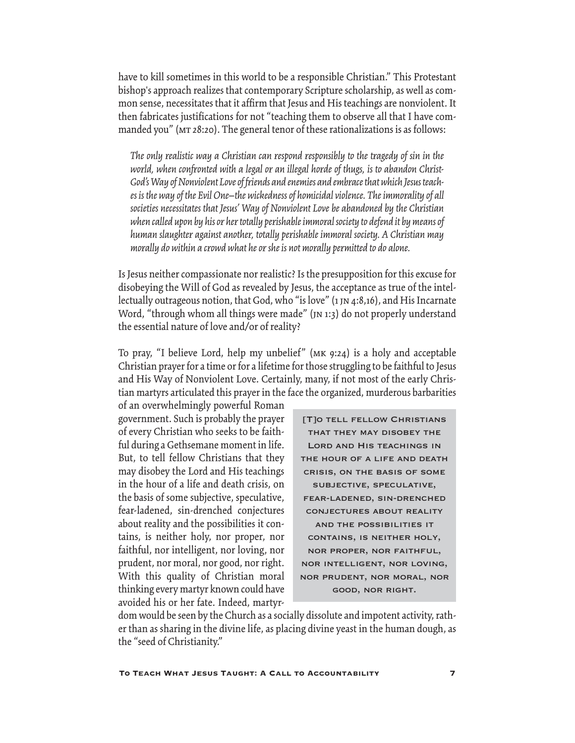have to kill sometimes in this world to be a responsible Christian." This Protestant bishop's approach realizes that contemporary Scripture scholarship, as well as common sense, necessitates that it affirm that Jesus and His teachings are nonviolent. It then fabricates justifications for not "teaching them to observe all that I have commanded you" (MT 28:20). The general tenor of these rationalizations is as follows:

> *The only realistic way a Christian can respond responsibly to the tragedy of sin in the world, when confronted with a legal or an illegal horde of thugs, is to abandon Christ-God's Way of Nonviolent Love of friends and enemies and embrace that which Jesus teaches is the way of the Evil One—the wickedness of homicidal violence. The immorality of all societies necessitates that Jesus' Way of Nonviolent Love be abandoned by the Christian when called upon by his or her totally perishable immoral society to defend it by means of human slaughter against another, totally perishable immoral society. A Christian may morally do within a crowd what he or she is not morally permitted to do alone.*

Is Jesus neither compassionate nor realistic? Is the presupposition for this excuse for disobeying the Will of God as revealed by Jesus, the acceptance as true of the intellectually outrageous notion, that God, who "is love" (1 JN 4:8,16), and His Incarnate Word, "through whom all things were made" (JN 1:3) do not properly understand the essential nature of love and/or of reality?

To pray, "I believe Lord, help my unbelief" (MK 9:24) is a holy and acceptable Christian prayer for a time or for a lifetime for those struggling to be faithful to Jesus and His Way of Nonviolent Love. Certainly, many, if not most of the early Christian martyrs articulated this prayer in the face the organized, murderous barbarities of an overwhelmingly powerful Roman government. Such is probably the prayer of every Christian who seeks to be faithful during a Gethsemane moment in life. But, to tell fellow Christians that they may disobey the Lord and His teachings in the hour of a life and death crisis, on the basis of some subjective, speculative, fear-ladened, sin-drenched conjectures about reality and the possibilities it contains, is neither holy, nor proper, nor faithful, nor intelligent, nor loving, nor prudent, nor moral, nor good, nor right. With this quality of Christian moral thinking every martyr known could have avoided his or her fate. Indeed, martyrdom would be seen by the Church as a socially dissolute and impotent activity, rather than as sharing in the divine life, as placing divine yeast in the human dough, as the "seed of Christianity."

> [T]O TELL FELLOW CHRISTIANS THAT THEY MAY DISOBEY THE LORD AND HIS TEACHINGS IN THE HOUR OF A LIFE AND DEATH CRISIS, ON THE BASIS OF SOME SUBJECTIVE, SPECULATIVE, FEAR-LADENED, SIN-DRENCHED CONJECTURES ABOUT REALITY AND THE POSSIBILITIES IT CONTAINS, IS NEITHER HOLY, NOR PROPER, NOR FAITHFUL, NOR INTELLIGENT, NOR LOVING, NOR PRUDENT, NOR MORAL, NOR GOOD, NOR RIGHT.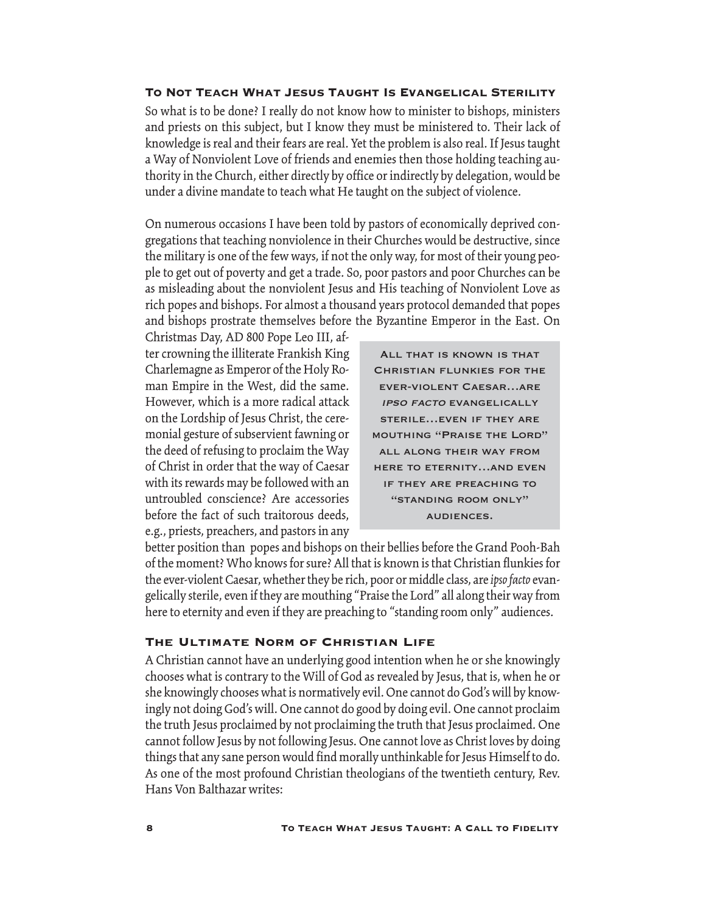### To Not Teach What Jesus Taught Is Evangelical Sterility

So what is to be done? I really do not know how to minister to bishops, ministers and priests on this subject, but I know they must be ministered to. Their lack of knowledge is real and their fears are real. Yet the problem is also real. If Jesus taught a Way of Nonviolent Love of friends and enemies then those holding teaching authority in the Church, either directly by office or indirectly by delegation, would be under a divine mandate to teach what He taught on the subject of violence.

On numerous occasions I have been told by pastors of economically deprived congregations that teaching nonviolence in their Churches would be destructive, since the military is one of the few ways, if not the only way, for most of their young people to get out of poverty and get a trade. So, poor pastors and poor Churches can be as misleading about the nonviolent Jesus and His teaching of Nonviolent Love as rich popes and bishops. For almost a thousand years protocol demanded that popes and bishops prostrate themselves before the Byzantine Emperor in the East. On Christmas Day, AD 800 Pope Leo III, after crowning the illiterate Frankish King Charlemagne as Emperor of the Holy Roman Empire in the West, did the same. However, which is a more radical attack on the Lordship of Jesus Christ, the ceremonial gesture of subservient fawning or the deed of refusing to proclaim the Way of Christ in order that the way of Caesar with its rewards may be followed with an untroubled conscience? Are accessories before the fact of such traitorous deeds, e.g., priests, preachers, and pastors in any better position than popes and bishops on their bellies before the Grand Pooh-Bah of the moment? Who knows for sure? All that is known is that Christian flunkies for the ever-violent Caesar, whether they be rich, poor or middle class, are *ipso facto* evangelically sterile, even if they are mouthing "Praise the Lord" all along their way from here to eternity and even if they are preaching to "standing room only" audiences.

> ALL THAT IS KNOWN IS THAT CHRISTIAN FLUNKIES FOR THE EVER-VIOLENT CAESAR...ARE *IPSO FACTO* EVANGELICALLY STERILE...EVEN IF THEY ARE MOUTHING "PRAISE THE LORD" ALL ALONG THEIR WAY FROM HERE TO ETERNITY...AND EVEN IF THEY ARE PREACHING TO "STANDING ROOM ONLY" AUDIENCES.

### The Ultimate Norm of Christian Life

A Christian cannot have an underlying good intention when he or she knowingly chooses what is contrary to the Will of God as revealed by Jesus, that is, when he or she knowingly chooses what is normatively evil. One cannot do God's will by knowingly not doing God's will. One cannot do good by doing evil. One cannot proclaim the truth Jesus proclaimed by not proclaiming the truth that Jesus proclaimed. One cannot follow Jesus by not following Jesus. One cannot love as Christ loves by doing things that any sane person would find morally unthinkable for Jesus Himself to do. As one of the most profound Christian theologians of the twentieth century, Rev. Hans Von Balthazar writes: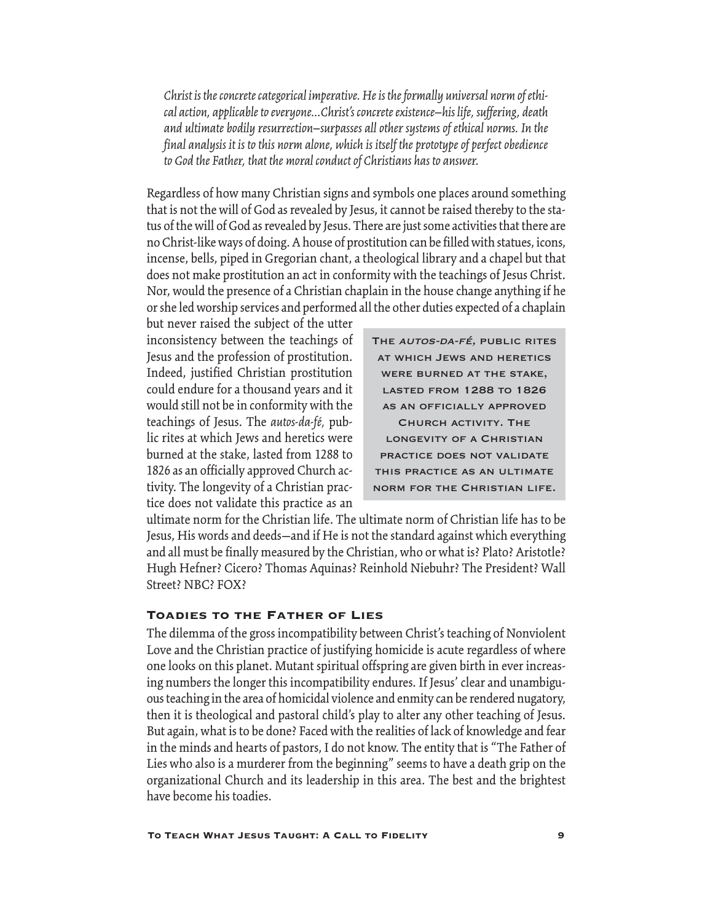*Christ is the concrete categorical imperative. He is the formally universal norm of ethical action, applicable to everyone...Christ's concrete existence—his life, suffering, death and ultimate bodily resurrection—surpasses all other systems of ethical norms. In the final analysis it is to this norm alone, which is itself the prototype of perfect obedience to God the Father, that the moral conduct of Christians has to answer.*

Regardless of how many Christian signs and symbols one places around something that is not the will of God as revealed by Jesus, it cannot be raised thereby to the status of the will of God as revealed by Jesus. There are just some activities that there are no Christ-like ways of doing. A house of prostitution can be filled with statues, icons, incense, bells, piped in Gregorian chant, a theological library and a chapel but that does not make prostitution an act in conformity with the teachings of Jesus Christ. Nor, would the presence of a Christian chaplain in the house change anything if he or she led worship services and performed all the other duties expected of a chaplain but never raised the subject of the utter inconsistency between the teachings of Jesus and the profession of prostitution. Indeed, justified Christian prostitution could endure for a thousand years and it would still not be in conformity with the teachings of Jesus. The *autos-da-fé,* public rites at which Jews and heretics were burned at the stake, lasted from 1288 to 1826 as an officially approved Church activity. The longevity of a Christian practice does not validate this practice as an ultimate norm for the Christian life. The ultimate norm of Christian life has to be Jesus, His words and deeds—and if He is not the standard against which everything and all must be finally measured by the Christian, who or what is? Plato? Aristotle? Hugh Hefner? Cicero? Thomas Aquinas? Reinhold Niebuhr? The President? Wall Street? NBC? FOX?

> The *autos-da-fé*, public rites at which Jews and heretics were burned at the stake, lasted from 1288 to 1826 as an officially approved Church activity. The longevity of a Christian practice does not validate this practice as an ultimate norm for the Christian life.

### Toadies to the Father of Lies

The dilemma of the gross incompatibility between Christ's teaching of Nonviolent Love and the Christian practice of justifying homicide is acute regardless of where one looks on this planet. Mutant spiritual offspring are given birth in ever increasing numbers the longer this incompatibility endures. If Jesus' clear and unambiguous teaching in the area of homicidal violence and enmity can be rendered nugatory, then it is theological and pastoral child's play to alter any other teaching of Jesus. But again, what is to be done? Faced with the realities of lack of knowledge and fear in the minds and hearts of pastors, I do not know. The entity that is "The Father of Lies who also is a murderer from the beginning" seems to have a death grip on the organizational Church and its leadership in this area. The best and the brightest have become his toadies.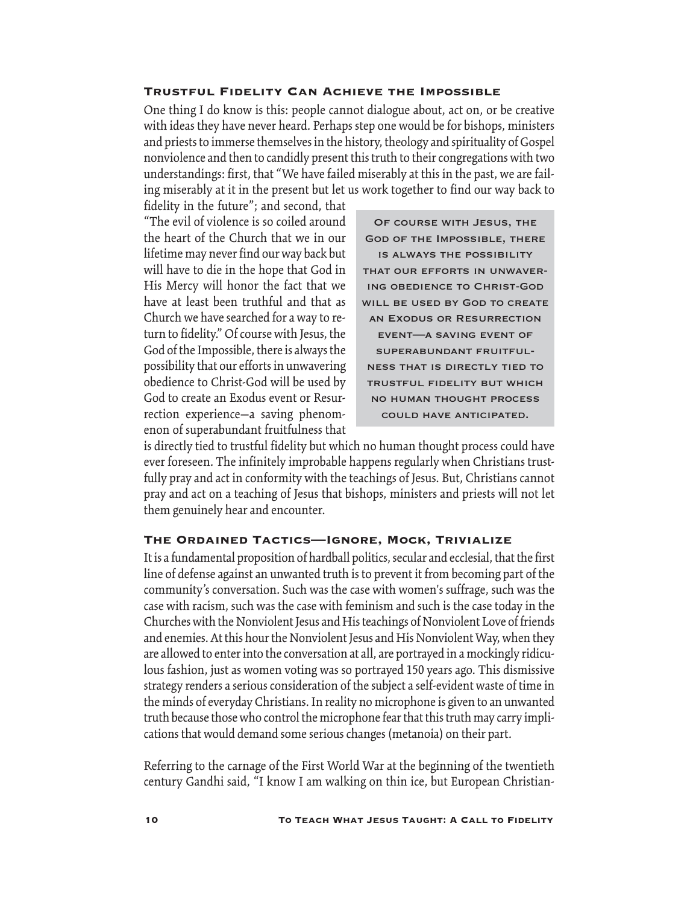## Trustful Fidelity Can Achieve the Impossible

One thing I do know is this: people cannot dialogue about, act on, or be creative with ideas they have never heard. Perhaps step one would be for bishops, ministers and priests to immerse themselves in the history, theology and spirituality of Gospel nonviolence and then to candidly present this truth to their congregations with two understandings: first, that "We have failed miserably at this in the past, we are failing miserably at it in the present but let us work together to find our way back to fidelity in the future"; and second, that "The evil of violence is so coiled around the heart of the Church that we in our lifetime may never find our way back but will have to die in the hope that God in His Mercy will honor the fact that we have at least been truthful and that as Church we have searched for a way to return to fidelity." Of course with Jesus, the God of the Impossible, there is always the possibility that our efforts in unwavering obedience to Christ-God will be used by God to create an Exodus event or Resurrection experience—a saving phenomenon of superabundant fruitfulness that is directly tied to trustful fidelity but which no human thought process could have ever foreseen. The infinitely improbable happens regularly when Christians trustfully pray and act in conformity with the teachings of Jesus. But, Christians cannot pray and act on a teaching of Jesus that bishops, ministers and priests will not let them genuinely hear and encounter.

> Of course with Jesus, the God of the Impossible, there is always the possibility that our efforts in unwavering obedience to Christ-God will be used by God to create an Exodus or Resurrection event—a saving event of superabundant fruitfulness that is directly tied to trustful fidelity but which no human thought process could have anticipated.

## The Ordained Tactics—Ignore, Mock, Trivialize

It is a fundamental proposition of hardball politics, secular and ecclesial, that the first line of defense against an unwanted truth is to prevent it from becoming part of the community's conversation. Such was the case with women's suffrage, such was the case with racism, such was the case with feminism and such is the case today in the Churches with the Nonviolent Jesus and His teachings of Nonviolent Love of friends and enemies. At this hour the Nonviolent Jesus and His Nonviolent Way, when they are allowed to enter into the conversation at all, are portrayed in a mockingly ridiculous fashion, just as women voting was so portrayed 150 years ago. This dismissive strategy renders a serious consideration of the subject a self-evident waste of time in the minds of everyday Christians. In reality no microphone is given to an unwanted truth because those who control the microphone fear that this truth may carry implications that would demand some serious changes (metanoia) on their part.

Referring to the carnage of the First World War at the beginning of the twentieth century Gandhi said, "I know I am walking on thin ice, but European Christian-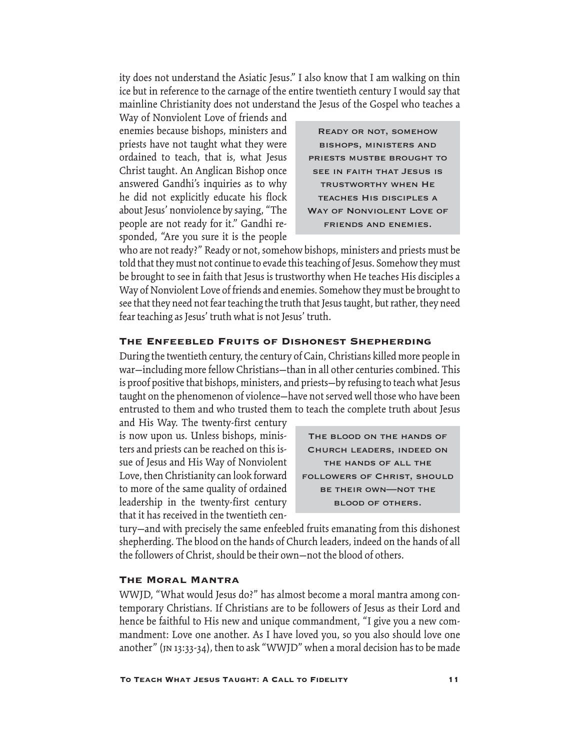ity does not understand the Asiatic Jesus." I also know that I am walking on thin ice but in reference to the carnage of the entire twentieth century I would say that mainline Christianity does not understand the Jesus of the Gospel who teaches a Way of Nonviolent Love of friends and enemies because bishops, ministers and priests have not taught what they were ordained to teach, that is, what Jesus Christ taught. An Anglican Bishop once answered Gandhi's inquiries as to why he did not explicitly educate his flock about Jesus' nonviolence by saying, "The people are not ready for it." Gandhi responded, "Are you sure it is the people who are not ready?" Ready or not, somehow bishops, ministers and priests must be told that they must not continue to evade this teaching of Jesus. Somehow they must be brought to see in faith that Jesus is trustworthy when He teaches His disciples a Way of Nonviolent Love of friends and enemies. Somehow they must be brought to see that they need not fear teaching the truth that Jesus taught, but rather, they need fear teaching as Jesus' truth what is not Jesus' truth.

> READY OR NOT, SOMEHOW BISHOPS, MINISTERS AND PRIESTS MUSTBE BROUGHT TO SEE IN FAITH THAT JESUS IS TRUSTWORTHY WHEN HE TEACHES HIS DISCIPLES A WAY OF NONVIOLENT LOVE OF FRIENDS AND ENEMIES.

## The Enfeebled Fruits of Dishonest Shepherding

During the twentieth century, the century of Cain, Christians killed more people in war—including more fellow Christians—than in all other centuries combined. This is proof positive that bishops, ministers, and priests—by refusing to teach what Jesus taught on the phenomenon of violence—have not served well those who have been entrusted to them and who trusted them to teach the complete truth about Jesus and His Way. The twenty-first century is now upon us. Unless bishops, ministers and priests can be reached on this issue of Jesus and His Way of Nonviolent Love, then Christianity can look forward to more of the same quality of ordained leadership in the twenty-first century that it has received in the twentieth century—and with precisely the same enfeebled fruits emanating from this dishonest shepherding. The blood on the hands of Church leaders, indeed on the hands of all the followers of Christ, should be their own—not the blood of others.

> THE BLOOD ON THE HANDS OF CHURCH LEADERS, INDEED ON THE HANDS OF ALL THE FOLLOWERS OF CHRIST, SHOULD BE THEIR OWN—NOT THE BLOOD OF OTHERS.

## The Moral Mantra

WWJD, "What would Jesus do?" has almost become a moral mantra among contemporary Christians. If Christians are to be followers of Jesus as their Lord and hence be faithful to His new and unique commandment, "I give you a new commandment: Love one another. As I have loved you, so you also should love one another" (JN 13:33-34), then to ask "WWJD" when a moral decision has to be made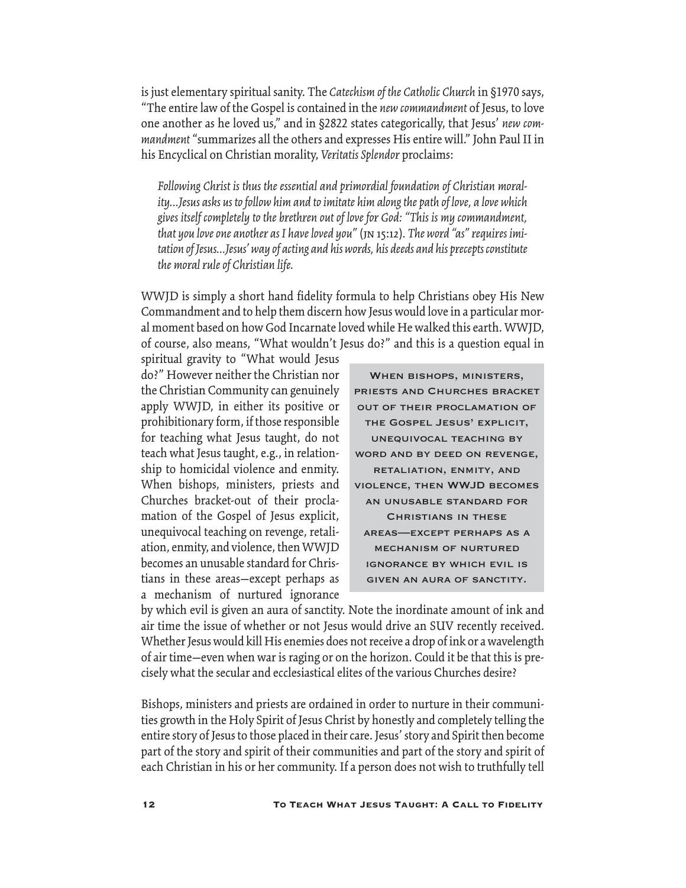is just elementary spiritual sanity. The *Catechism of the Catholic Church* in §1970 says, "The entire law of the Gospel is contained in the *new commandment* of Jesus, to love one another as he loved us," and in §2822 states categorically, that Jesus' *new commandment* "summarizes all the others and expresses His entire will." John Paul II in his Encyclical on Christian morality, *Veritatis Splendor* proclaims:

> *Following Christ is thus the essential and primordial foundation of Christian morality…Jesus asks us to follow him and to imitate him along the path of love, a love which gives itself completely to the brethren out of love for God: "This is my commandment, that you love one another as I have loved you"* (JN 15:12). *The word "as" requires imitation of Jesus…Jesus' way of acting and his words, his deeds and his precepts constitute the moral rule of Christian life.*

WWJD is simply a short hand fidelity formula to help Christians obey His New Commandment and to help them discern how Jesus would love in a particular moral moment based on how God Incarnate loved while He walked this earth. WWJD, of course, also means, "What wouldn't Jesus do?" and this is a question equal in spiritual gravity to "What would Jesus do?" However neither the Christian nor the Christian Community can genuinely apply WWJD, in either its positive or prohibitionary form, if those responsible for teaching what Jesus taught, do not teach what Jesus taught, e.g., in relationship to homicidal violence and enmity. When bishops, ministers, priests and Churches bracket-out of their proclamation of the Gospel of Jesus explicit, unequivocal teaching on revenge, retaliation, enmity, and violence, then WWJD becomes an unusable standard for Christians in these areas—except perhaps as a mechanism of nurtured ignorance by which evil is given an aura of sanctity. Note the inordinate amount of ink and air time the issue of whether or not Jesus would drive an SUV recently received. Whether Jesus would kill His enemies does not receive a drop of ink or a wavelength of air time—even when war is raging or on the horizon. Could it be that this is precisely what the secular and ecclesiastical elites of the various Churches desire?

> **When bishops, ministers, priests and Churches bracket out of their proclamation of the Gospel Jesus' explicit, unequivocal teaching by word and by deed on revenge, retaliation, enmity, and violence, then WWJD becomes an unusable standard for Christians in these areas—except perhaps as a mechanism of nurtured ignorance by which evil is given an aura of sanctity.**

Bishops, ministers and priests are ordained in order to nurture in their communities growth in the Holy Spirit of Jesus Christ by honestly and completely telling the entire story of Jesus to those placed in their care. Jesus' story and Spirit then become part of the story and spirit of their communities and part of the story and spirit of each Christian in his or her community. If a person does not wish to truthfully tell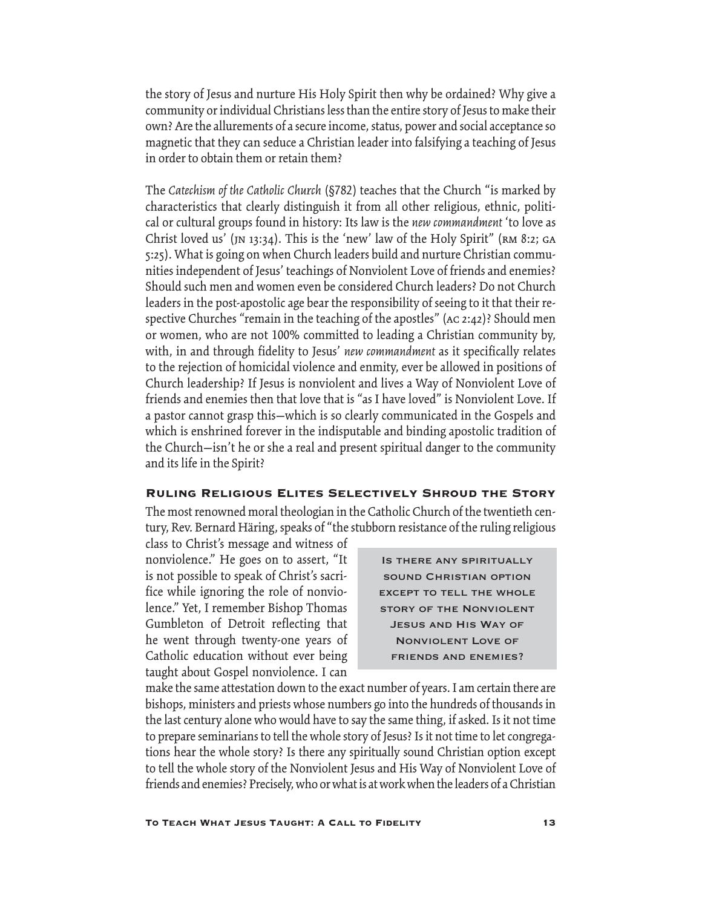the story of Jesus and nurture His Holy Spirit then why be ordained? Why give a community or individual Christians less than the entire story of Jesus to make their own? Are the allurements of a secure income, status, power and social acceptance so magnetic that they can seduce a Christian leader into falsifying a teaching of Jesus in order to obtain them or retain them?

The *Catechism of the Catholic Church* (§782) teaches that the Church "is marked by characteristics that clearly distinguish it from all other religious, ethnic, political or cultural groups found in history: Its law is the *new commandment* 'to love as Christ loved us' (JN 13:34). This is the 'new' law of the Holy Spirit" (RM 8:2; GA 5:25). What is going on when Church leaders build and nurture Christian communities independent of Jesus' teachings of Nonviolent Love of friends and enemies? Should such men and women even be considered Church leaders? Do not Church leaders in the post-apostolic age bear the responsibility of seeing to it that their respective Churches "remain in the teaching of the apostles" (AC 2:42)? Should men or women, who are not 100% committed to leading a Christian community by, with, in and through fidelity to Jesus' *new commandment* as it specifically relates to the rejection of homicidal violence and enmity, ever be allowed in positions of Church leadership? If Jesus is nonviolent and lives a Way of Nonviolent Love of friends and enemies then that love that is "as I have loved" is Nonviolent Love. If a pastor cannot grasp this—which is so clearly communicated in the Gospels and which is enshrined forever in the indisputable and binding apostolic tradition of the Church—isn't he or she a real and present spiritual danger to the community and its life in the Spirit?

## Ruling Religious Elites Selectively Shroud the Story

The most renowned moral theologian in the Catholic Church of the twentieth century, Rev. Bernard Häring, speaks of "the stubborn resistance of the ruling religious class to Christ's message and witness of nonviolence." He goes on to assert, "It is not possible to speak of Christ's sacrifice while ignoring the role of nonviolence." Yet, I remember Bishop Thomas Gumbleton of Detroit reflecting that he went through twenty-one years of Catholic education without ever being taught about Gospel nonviolence. I can make the same attestation down to the exact number of years. I am certain there are bishops, ministers and priests whose numbers go into the hundreds of thousands in the last century alone who would have to say the same thing, if asked. Is it not time to prepare seminarians to tell the whole story of Jesus? Is it not time to let congregations hear the whole story? Is there any spiritually sound Christian option except to tell the whole story of the Nonviolent Jesus and His Way of Nonviolent Love of friends and enemies? Precisely, who or what is at work when the leaders of a Christian

> IS THERE ANY SPIRITUALLY SOUND CHRISTIAN OPTION EXCEPT TO TELL THE WHOLE STORY OF THE NONVIOLENT JESUS AND HIS WAY OF NONVIOLENT LOVE OF FRIENDS AND ENEMIES?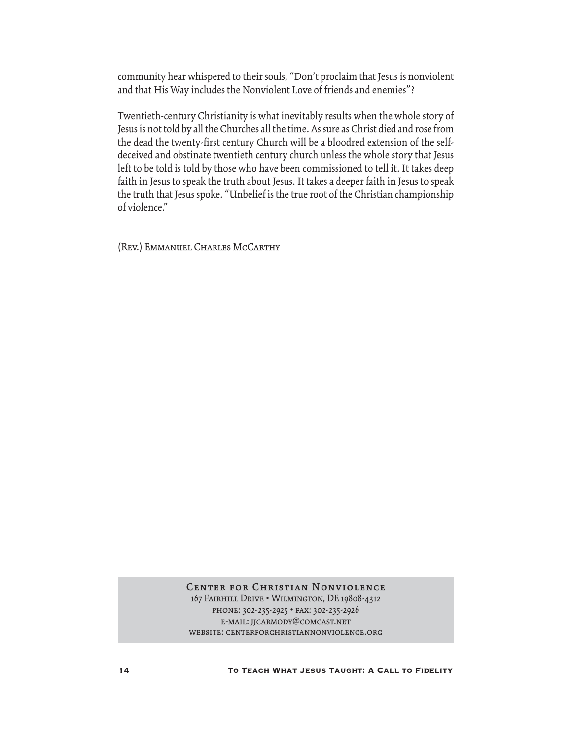community hear whispered to their souls, "Don't proclaim that Jesus is nonviolent and that His Way includes the Nonviolent Love of friends and enemies"?

Twentieth-century Christianity is what inevitably results when the whole story of Jesus is not told by all the Churches all the time. As sure as Christ died and rose from the dead the twenty-first century Church will be a bloodred extension of the self-deceived and obstinate twentieth century church unless the whole story that Jesus left to be told is told by those who have been commissioned to tell it. It takes deep faith in Jesus to speak the truth about Jesus. It takes a deeper faith in Jesus to speak the truth that Jesus spoke. "Unbelief is the true root of the Christian championship of violence."

(Rev.) Emmanuel Charles McCarthy

**Center for Christian Nonviolence**
167 Fairhill Drive • Wilmington, DE 19808-4312
phone: 302-235-2925 • fax: 302-235-2926
e-mail: jjcarmody@comcast.net
website: centerforchristiannonviolence.org